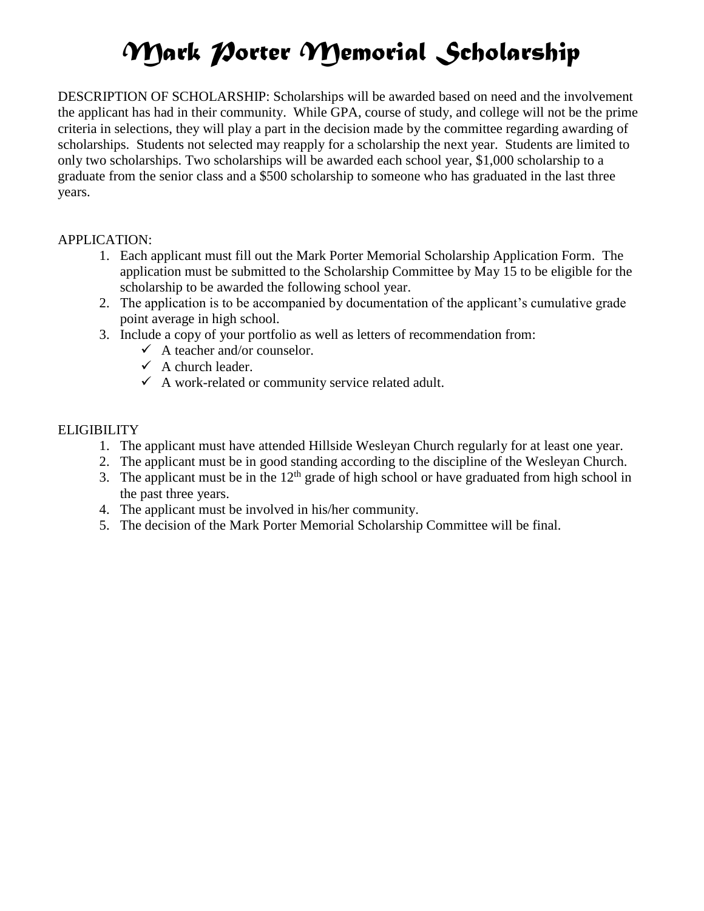# Mark Porter Memorial Scholarship

DESCRIPTION OF SCHOLARSHIP: Scholarships will be awarded based on need and the involvement the applicant has had in their community. While GPA, course of study, and college will not be the prime criteria in selections, they will play a part in the decision made by the committee regarding awarding of scholarships. Students not selected may reapply for a scholarship the next year. Students are limited to only two scholarships. Two scholarships will be awarded each school year, $1,000 scholarship to a graduate from the senior class and a $500 scholarship to someone who has graduated in the last three years.

APPLICATION:

1. Each applicant must fill out the Mark Porter Memorial Scholarship Application Form. The application must be submitted to the Scholarship Committee by May 15 to be eligible for the scholarship to be awarded the following school year.
2. The application is to be accompanied by documentation of the applicant's cumulative grade point average in high school.
3. Include a copy of your portfolio as well as letters of recommendation from:
   - ✓ A teacher and/or counselor.
   - ✓ A church leader.
   - ✓ A work-related or community service related adult.

ELIGIBILITY

1. The applicant must have attended Hillside Wesleyan Church regularly for at least one year.
2. The applicant must be in good standing according to the discipline of the Wesleyan Church.
3. The applicant must be in the 12th grade of high school or have graduated from high school in the past three years.
4. The applicant must be involved in his/her community.
5. The decision of the Mark Porter Memorial Scholarship Committee will be final.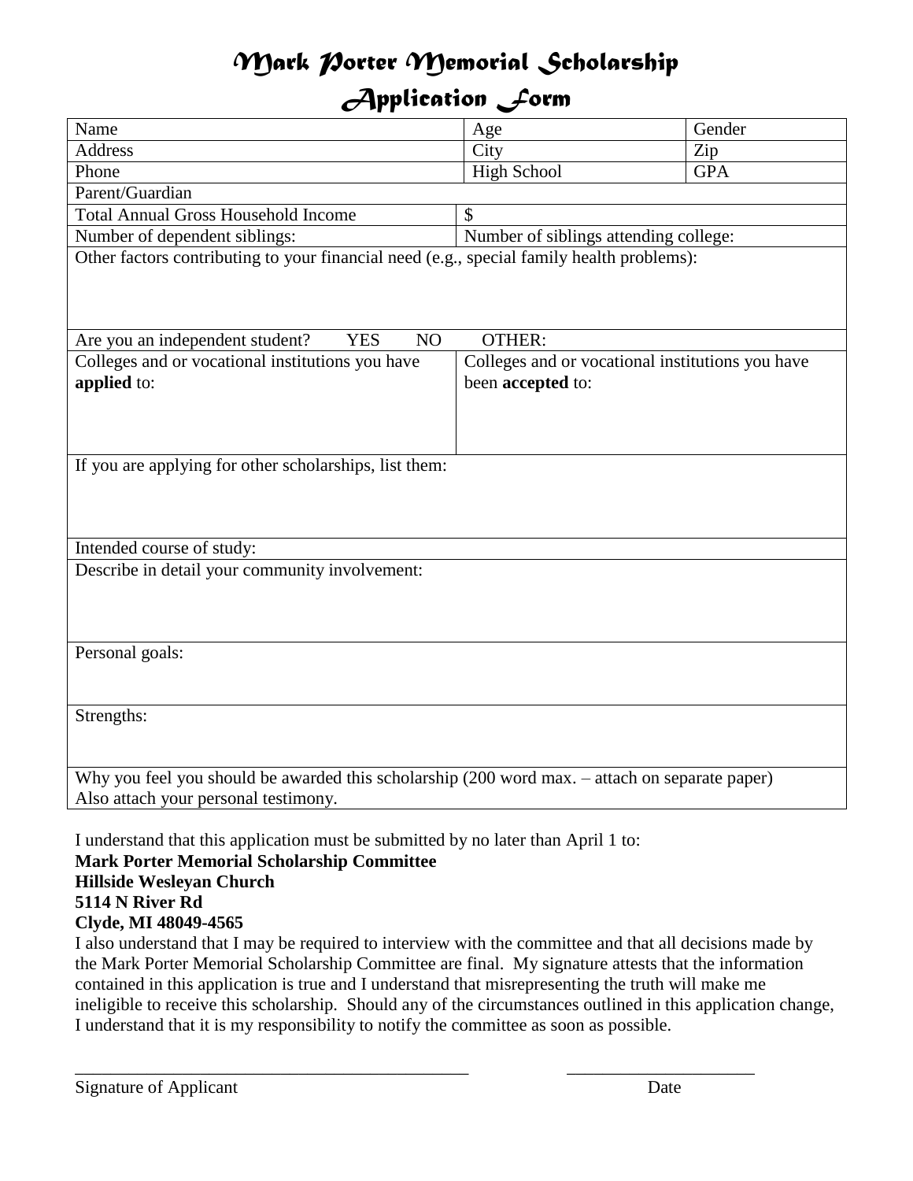# Mark Porter Memorial Scholarship Application Form

| | | |
|---|---|---|
| Name | Age | Gender |
| Address | City | Zip |
| Phone | High School | GPA |
| Parent/Guardian | | |
| Total Annual Gross Household Income | $ | |
| Number of dependent siblings: | Number of siblings attending college: | |
| Other factors contributing to your financial need (e.g., special family health problems): | | |
| Are you an independent student? YES NO | OTHER: | |
| Colleges and or vocational institutions you have **applied** to: | Colleges and or vocational institutions you have been **accepted** to: | |
| If you are applying for other scholarships, list them: | | |
| Intended course of study: | | |
| Describe in detail your community involvement: | | |
| Personal goals: | | |
| Strengths: | | |
| Why you feel you should be awarded this scholarship (200 word max. – attach on separate paper) Also attach your personal testimony. | | |

I understand that this application must be submitted by no later than April 1 to:
**Mark Porter Memorial Scholarship Committee**
**Hillside Wesleyan Church**
**5114 N River Rd**
**Clyde, MI 48049-4565**

I also understand that I may be required to interview with the committee and that all decisions made by the Mark Porter Memorial Scholarship Committee are final. My signature attests that the information contained in this application is true and I understand that misrepresenting the truth will make me ineligible to receive this scholarship. Should any of the circumstances outlined in this application change, I understand that it is my responsibility to notify the committee as soon as possible.

_______________________________________________ _____________________

Signature of Applicant Date